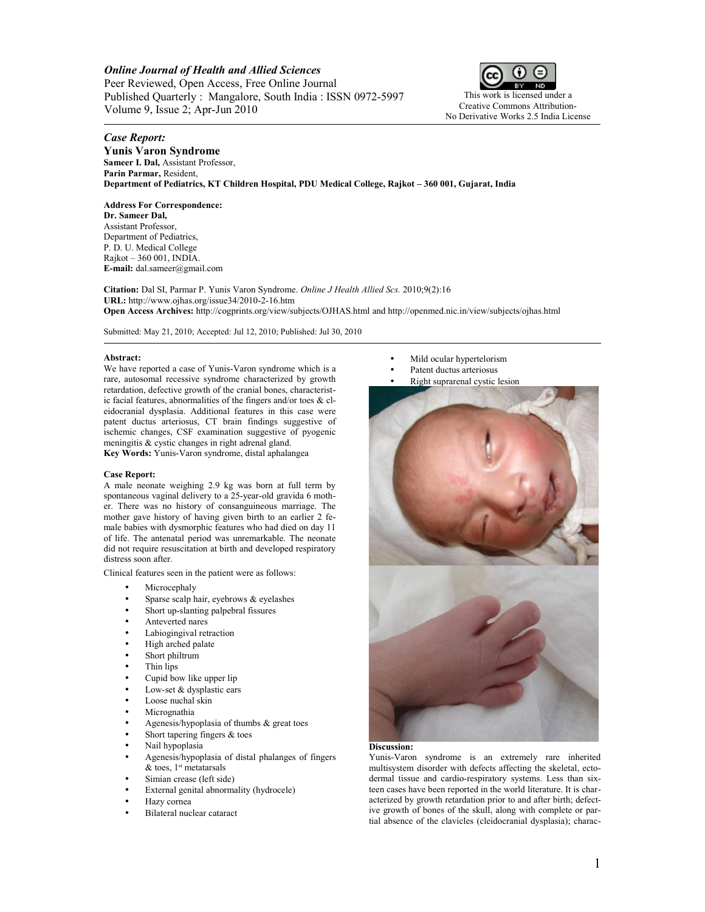*Online Journal of Health and Allied Sciences*
Peer Reviewed, Open Access, Free Online Journal
Published Quarterly : Mangalore, South India : ISSN 0972-5997
Volume 9, Issue 2; Apr-Jun 2010

This work is licensed under a Creative Commons Attribution-No Derivative Works 2.5 India License

*Case Report:*

# Yunis Varon Syndrome

**Sameer I. Dal,** Assistant Professor,
**Parin Parmar,** Resident,
**Department of Pediatrics, KT Children Hospital, PDU Medical College, Rajkot – 360 001, Gujarat, India**

**Address For Correspondence:**
**Dr. Sameer Dal,**
Assistant Professor,
Department of Pediatrics,
P. D. U. Medical College
Rajkot – 360 001, INDIA.
**E-mail:** dal.sameer@gmail.com

**Citation:** Dal SI, Parmar P. Yunis Varon Syndrome. *Online J Health Allied Scs.* 2010;9(2):16
**URL:** http://www.ojhas.org/issue34/2010-2-16.htm
**Open Access Archives:** http://cogprints.org/view/subjects/OJHAS.html and http://openmed.nic.in/view/subjects/ojhas.html

Submitted: May 21, 2010; Accepted: Jul 12, 2010; Published: Jul 30, 2010

**Abstract:**
We have reported a case of Yunis-Varon syndrome which is a rare, autosomal recessive syndrome characterized by growth retardation, defective growth of the cranial bones, characteristic facial features, abnormalities of the fingers and/or toes & cleidocranial dysplasia. Additional features in this case were patent ductus arteriosus, CT brain findings suggestive of ischemic changes, CSF examination suggestive of pyogenic meningitis & cystic changes in right adrenal gland.
**Key Words:** Yunis-Varon syndrome, distal aphalangea

**Case Report:**
A male neonate weighing 2.9 kg was born at full term by spontaneous vaginal delivery to a 25-year-old gravida 6 mother. There was no history of consanguineous marriage. The mother gave history of having given birth to an earlier 2 female babies with dysmorphic features who had died on day 11 of life. The antenatal period was unremarkable. The neonate did not require resuscitation at birth and developed respiratory distress soon after.

Clinical features seen in the patient were as follows:

- Microcephaly
- Sparse scalp hair, eyebrows & eyelashes
- Short up-slanting palpebral fissures
- Anteverted nares
- Labiogingival retraction
- High arched palate
- Short philtrum
- Thin lips
- Cupid bow like upper lip
- Low-set & dysplastic ears
- Loose nuchal skin
- Micrognathia
- Agenesis/hypoplasia of thumbs & great toes
- Short tapering fingers & toes
- Nail hypoplasia
- Agenesis/hypoplasia of distal phalanges of fingers & toes, 1st metatarsals
- Simian crease (left side)
- External genital abnormality (hydrocele)
- Hazy cornea
- Bilateral nuclear cataract
- Mild ocular hypertelorism
- Patent ductus arteriosus
- Right suprarenal cystic lesion

**Discussion:**
Yunis-Varon syndrome is an extremely rare inherited multisystem disorder with defects affecting the skeletal, ectodermal tissue and cardio-respiratory systems. Less than sixteen cases have been reported in the world literature. It is characterized by growth retardation prior to and after birth; defective growth of bones of the skull, along with complete or partial absence of the clavicles (cleidocranial dysplasia); charac-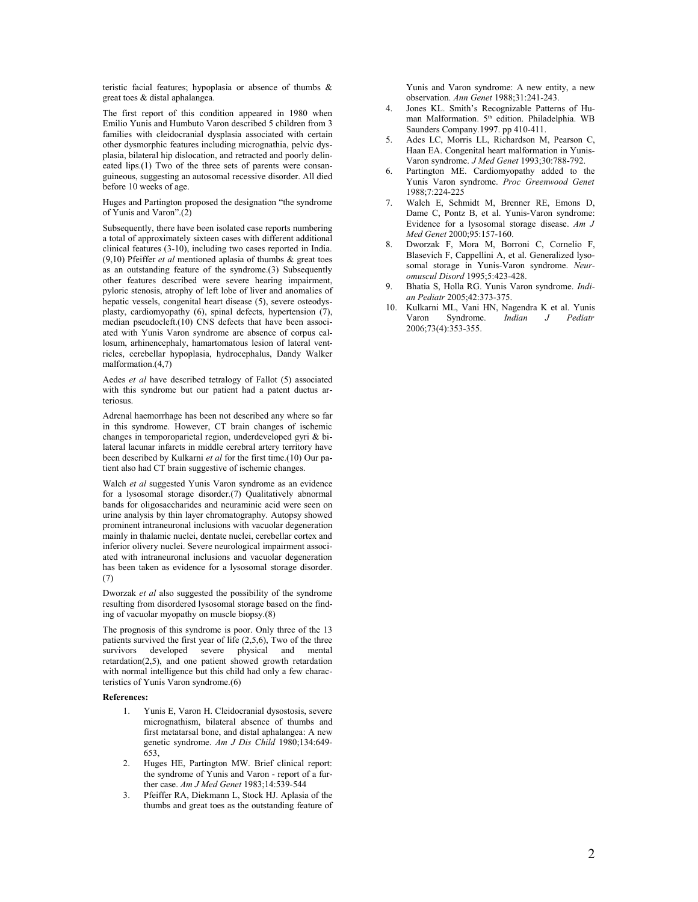teristic facial features; hypoplasia or absence of thumbs & great toes & distal aphalangea.

The first report of this condition appeared in 1980 when Emilio Yunis and Humbuto Varon described 5 children from 3 families with cleidocranial dysplasia associated with certain other dysmorphic features including micrognathia, pelvic dysplasia, bilateral hip dislocation, and retracted and poorly delineated lips.(1) Two of the three sets of parents were consanguineous, suggesting an autosomal recessive disorder. All died before 10 weeks of age.

Huges and Partington proposed the designation "the syndrome of Yunis and Varon".(2)

Subsequently, there have been isolated case reports numbering a total of approximately sixteen cases with different additional clinical features (3-10), including two cases reported in India.(9,10) Pfeiffer *et al* mentioned aplasia of thumbs & great toes as an outstanding feature of the syndrome.(3) Subsequently other features described were severe hearing impairment, pyloric stenosis, atrophy of left lobe of liver and anomalies of hepatic vessels, congenital heart disease (5), severe osteodysplasty, cardiomyopathy (6), spinal defects, hypertension (7), median pseudocleft.(10) CNS defects that have been associated with Yunis Varon syndrome are absence of corpus callosum, arhinencephaly, hamartomatous lesion of lateral ventricles, cerebellar hypoplasia, hydrocephalus, Dandy Walker malformation.(4,7)

Aedes *et al* have described tetralogy of Fallot (5) associated with this syndrome but our patient had a patent ductus arteriosus.

Adrenal haemorrhage has been not described any where so far in this syndrome. However, CT brain changes of ischemic changes in temporoparietal region, underdeveloped gyri & bilateral lacunar infarcts in middle cerebral artery territory have been described by Kulkarni *et al* for the first time.(10) Our patient also had CT brain suggestive of ischemic changes.

Walch *et al* suggested Yunis Varon syndrome as an evidence for a lysosomal storage disorder.(7) Qualitatively abnormal bands for oligosaccharides and neuraminic acid were seen on urine analysis by thin layer chromatography. Autopsy showed prominent intraneuronal inclusions with vacuolar degeneration mainly in thalamic nuclei, dentate nuclei, cerebellar cortex and inferior olivery nuclei. Severe neurological impairment associated with intraneuronal inclusions and vacuolar degeneration has been taken as evidence for a lysosomal storage disorder.(7)

Dworzak *et al* also suggested the possibility of the syndrome resulting from disordered lysosomal storage based on the finding of vacuolar myopathy on muscle biopsy.(8)

The prognosis of this syndrome is poor. Only three of the 13 patients survived the first year of life (2,5,6), Two of the three survivors developed severe physical and mental retardation(2,5), and one patient showed growth retardation with normal intelligence but this child had only a few characteristics of Yunis Varon syndrome.(6)

**References:**

1. Yunis E, Varon H. Cleidocranial dysostosis, severe micrognathism, bilateral absence of thumbs and first metatarsal bone, and distal aphalangea: A new genetic syndrome. *Am J Dis Child* 1980;134:649-653,
2. Huges HE, Partington MW. Brief clinical report: the syndrome of Yunis and Varon - report of a further case. *Am J Med Genet* 1983;14:539-544
3. Pfeiffer RA, Diekmann L, Stock HJ. Aplasia of the thumbs and great toes as the outstanding feature of Yunis and Varon syndrome: A new entity, a new observation. *Ann Genet* 1988;31:241-243.
4. Jones KL. Smith's Recognizable Patterns of Human Malformation. 5th edition. Philadelphia. WB Saunders Company.1997. pp 410-411.
5. Ades LC, Morris LL, Richardson M, Pearson C, Haan EA. Congenital heart malformation in Yunis-Varon syndrome. *J Med Genet* 1993;30:788-792.
6. Partington ME. Cardiomyopathy added to the Yunis Varon syndrome. *Proc Greenwood Genet* 1988;7:224-225
7. Walch E, Schmidt M, Brenner RE, Emons D, Dame C, Pontz B, et al. Yunis-Varon syndrome: Evidence for a lysosomal storage disease. *Am J Med Genet* 2000;95:157-160.
8. Dworzak F, Mora M, Borroni C, Cornelio F, Blasevich F, Cappellini A, et al. Generalized lysosomal storage in Yunis-Varon syndrome. *Neuromuscul Disord* 1995;5:423-428.
9. Bhatia S, Holla RG. Yunis Varon syndrome. *Indian Pediatr* 2005;42:373-375.
10. Kulkarni ML, Vani HN, Nagendra K et al. Yunis Varon Syndrome. *Indian J Pediatr* 2006;73(4):353-355.